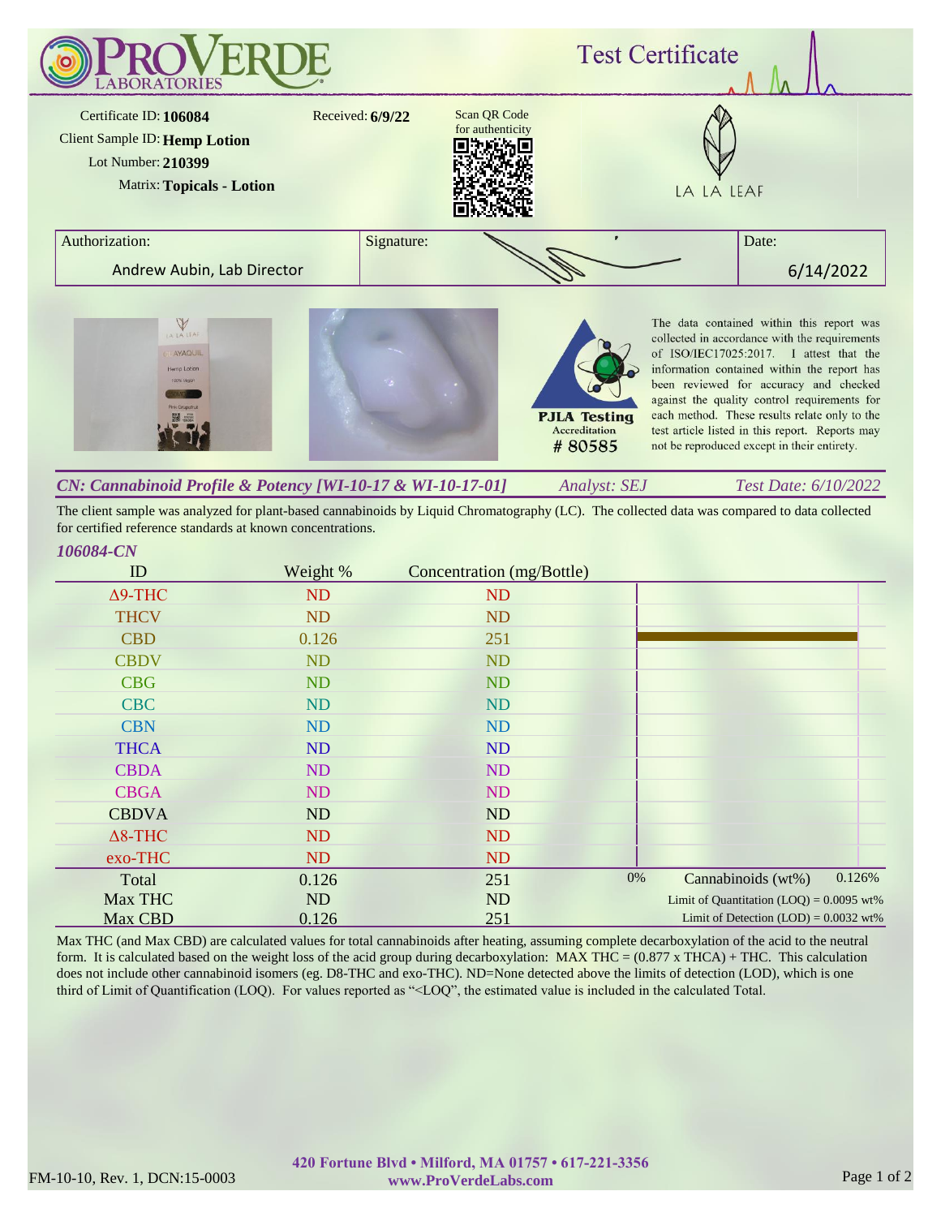# ProVerde Laboratories

## Test Certificate

Certificate ID: **106084**

Client Sample ID: **Hemp Lotion**

Lot Number: **210399**

Matrix: **Topicals - Lotion**

Received: **6/9/22**

Scan QR Code for authenticity

LA LA LEAF

| Authorization: | Signature: | Date: |
|---|---|---|
| Andrew Aubin, Lab Director | | 6/14/2022 |

PJLA Testing Accreditation # 80585

The data contained within this report was collected in accordance with the requirements of ISO/IEC17025:2017. I attest that the information contained within the report has been reviewed for accuracy and checked against the quality control requirements for each method. These results relate only to the test article listed in this report. Reports may not be reproduced except in their entirety.

### *CN: Cannabinoid Profile & Potency [WI-10-17 & WI-10-17-01]*

*Analyst: SEJ* *Test Date: 6/10/2022*

The client sample was analyzed for plant-based cannabinoids by Liquid Chromatography (LC). The collected data was compared to data collected for certified reference standards at known concentrations.

***106084-CN***

| ID | Weight % | Concentration (mg/Bottle) |
|---|---|---|
| Δ9-THC | ND | ND |
| THCV | ND | ND |
| CBD | 0.126 | 251 |
| CBDV | ND | ND |
| CBG | ND | ND |
| CBC | ND | ND |
| CBN | ND | ND |
| THCA | ND | ND |
| CBDA | ND | ND |
| CBGA | ND | ND |
| CBDVA | ND | ND |
| Δ8-THC | ND | ND |
| exo-THC | ND | ND |
| Total | 0.126 | 251 |
| Max THC | ND | ND |
| Max CBD | 0.126 | 251 |

0% Cannabinoids (wt%) 0.126%

Limit of Quantitation (LOQ) = 0.0095 wt%

Limit of Detection (LOD) = 0.0032 wt%

Max THC (and Max CBD) are calculated values for total cannabinoids after heating, assuming complete decarboxylation of the acid to the neutral form. It is calculated based on the weight loss of the acid group during decarboxylation: MAX THC = (0.877 x THCA) + THC. This calculation does not include other cannabinoid isomers (eg. D8-THC and exo-THC). ND=None detected above the limits of detection (LOD), which is one third of Limit of Quantification (LOQ). For values reported as "<LOQ", the estimated value is included in the calculated Total.

FM-10-10, Rev. 1, DCN:15-0003

420 Fortune Blvd • Milford, MA 01757 • 617-221-3356
www.ProVerdeLabs.com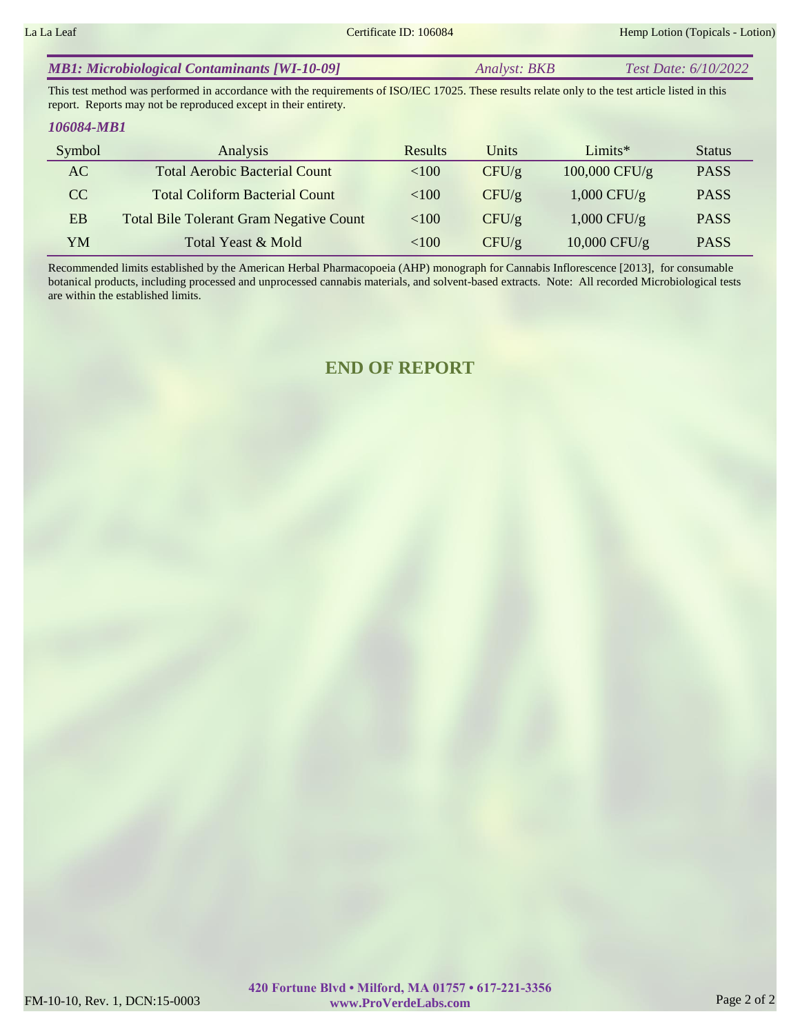## *MB1: Microbiological Contaminants [WI-10-09]* *Analyst: BKB* *Test Date: 6/10/2022*

This test method was performed in accordance with the requirements of ISO/IEC 17025. These results relate only to the test article listed in this report. Reports may not be reproduced except in their entirety.

### *106084-MB1*

| Symbol | Analysis | Results | Units | Limits* | Status |
|---|---|---|---|---|---|
| AC | Total Aerobic Bacterial Count | <100 | CFU/g | 100,000 CFU/g | PASS |
| CC | Total Coliform Bacterial Count | <100 | CFU/g | 1,000 CFU/g | PASS |
| EB | Total Bile Tolerant Gram Negative Count | <100 | CFU/g | 1,000 CFU/g | PASS |
| YM | Total Yeast & Mold | <100 | CFU/g | 10,000 CFU/g | PASS |

Recommended limits established by the American Herbal Pharmacopoeia (AHP) monograph for Cannabis Inflorescence [2013], for consumable botanical products, including processed and unprocessed cannabis materials, and solvent-based extracts. Note: All recorded Microbiological tests are within the established limits.

## END OF REPORT

FM-10-10, Rev. 1, DCN:15-0003

**420 Fortune Blvd • Milford, MA 01757 • 617-221-3356**
**www.ProVerdeLabs.com**